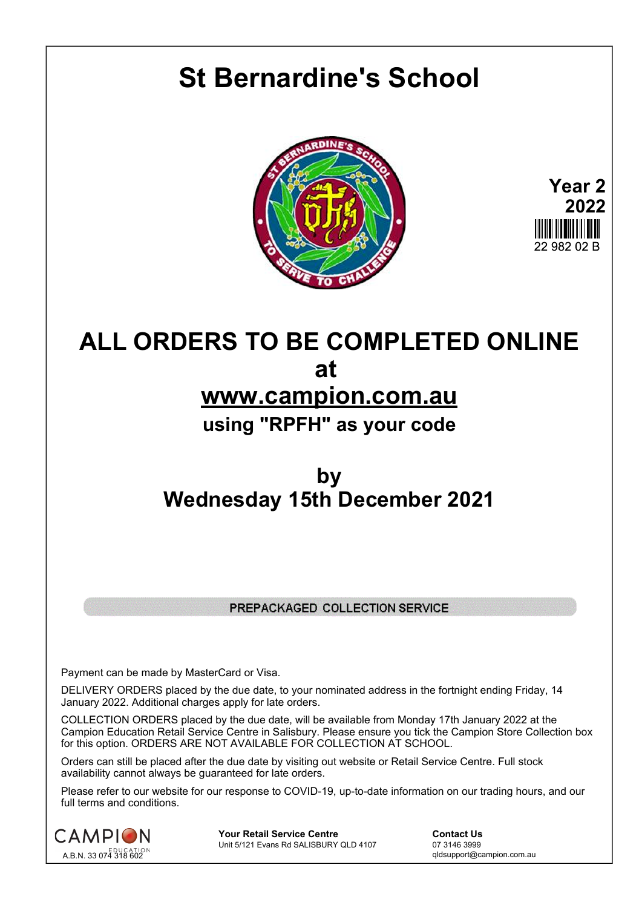# St Bernardine's School

**Year 2**
**2022**

22 982 02 B

## ALL ORDERS TO BE COMPLETED ONLINE at www.campion.com.au

### using "RPFH" as your code

## by Wednesday 15th December 2021

PREPACKAGED COLLECTION SERVICE

Payment can be made by MasterCard or Visa.

DELIVERY ORDERS placed by the due date, to your nominated address in the fortnight ending Friday, 14 January 2022. Additional charges apply for late orders.

COLLECTION ORDERS placed by the due date, will be available from Monday 17th January 2022 at the Campion Education Retail Service Centre in Salisbury. Please ensure you tick the Campion Store Collection box for this option. ORDERS ARE NOT AVAILABLE FOR COLLECTION AT SCHOOL.

Orders can still be placed after the due date by visiting out website or Retail Service Centre. Full stock availability cannot always be guaranteed for late orders.

Please refer to our website for our response to COVID-19, up-to-date information on our trading hours, and our full terms and conditions.

CAMPION EDUCATION
A.B.N. 33 074 318 602

**Your Retail Service Centre**
Unit 5/121 Evans Rd SALISBURY QLD 4107

**Contact Us**
07 3146 3999
qldsupport@campion.com.au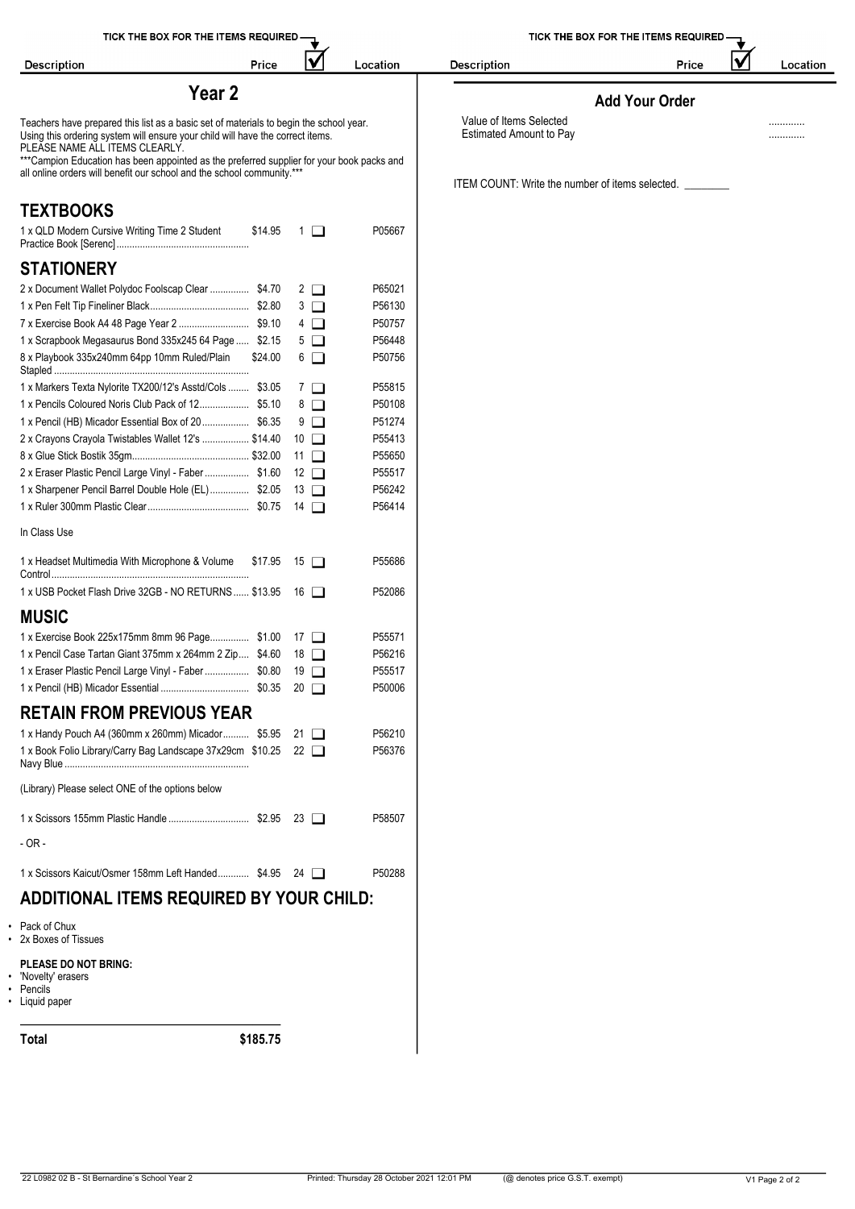| Description | Price | ☑ | Location |
|---|---|---|---|

## Year 2

Teachers have prepared this list as a basic set of materials to begin the school year.
Using this ordering system will ensure your child will have the correct items.
PLEASE NAME ALL ITEMS CLEARLY.
***Campion Education has been appointed as the preferred supplier for your book packs and all online orders will benefit our school and the school community.***

### TEXTBOOKS

| Description | Price | ☑ | Location |
|---|---|---|---|
| 1 x QLD Modern Cursive Writing Time 2 Student Practice Book [Serenc] | $14.95 | 1 ☐ | P05667 |

### STATIONERY

| Description | Price | ☑ | Location |
|---|---|---|---|
| 2 x Document Wallet Polydoc Foolscap Clear | $4.70 | 2 ☐ | P65021 |
| 1 x Pen Felt Tip Fineliner Black | $2.80 | 3 ☐ | P56130 |
| 7 x Exercise Book A4 48 Page Year 2 | $9.10 | 4 ☐ | P50757 |
| 1 x Scrapbook Megasaurus Bond 335x245 64 Page | $2.15 | 5 ☐ | P56448 |
| 8 x Playbook 335x240mm 64pp 10mm Ruled/Plain Stapled | $24.00 | 6 ☐ | P50756 |
| 1 x Markers Texta Nylorite TX200/12's Asstd/Cols | $3.05 | 7 ☐ | P55815 |
| 1 x Pencils Coloured Noris Club Pack of 12 | $5.10 | 8 ☐ | P50108 |
| 1 x Pencil (HB) Micador Essential Box of 20 | $6.35 | 9 ☐ | P51274 |
| 2 x Crayons Crayola Twistables Wallet 12's | $14.40 | 10 ☐ | P55413 |
| 8 x Glue Stick Bostik 35gm | $32.00 | 11 ☐ | P55650 |
| 2 x Eraser Plastic Pencil Large Vinyl - Faber | $1.60 | 12 ☐ | P55517 |
| 1 x Sharpener Pencil Barrel Double Hole (EL) | $2.05 | 13 ☐ | P56242 |
| 1 x Ruler 300mm Plastic Clear | $0.75 | 14 ☐ | P56414 |

In Class Use

| Description | Price | ☑ | Location |
|---|---|---|---|
| 1 x Headset Multimedia With Microphone & Volume Control | $17.95 | 15 ☐ | P55686 |
| 1 x USB Pocket Flash Drive 32GB - NO RETURNS | $13.95 | 16 ☐ | P52086 |

### MUSIC

| Description | Price | ☑ | Location |
|---|---|---|---|
| 1 x Exercise Book 225x175mm 8mm 96 Page | $1.00 | 17 ☐ | P55571 |
| 1 x Pencil Case Tartan Giant 375mm x 264mm 2 Zip | $4.60 | 18 ☐ | P56216 |
| 1 x Eraser Plastic Pencil Large Vinyl - Faber | $0.80 | 19 ☐ | P55517 |
| 1 x Pencil (HB) Micador Essential | $0.35 | 20 ☐ | P50006 |

### RETAIN FROM PREVIOUS YEAR

| Description | Price | ☑ | Location |
|---|---|---|---|
| 1 x Handy Pouch A4 (360mm x 260mm) Micador | $5.95 | 21 ☐ | P56210 |
| 1 x Book Folio Library/Carry Bag Landscape 37x29cm Navy Blue | $10.25 | 22 ☐ | P56376 |

(Library) Please select ONE of the options below

| Description | Price | ☑ | Location |
|---|---|---|---|
| 1 x Scissors 155mm Plastic Handle | $2.95 | 23 ☐ | P58507 |

- OR -

| Description | Price | ☑ | Location |
|---|---|---|---|
| 1 x Scissors Kaicut/Osmer 158mm Left Handed | $4.95 | 24 ☐ | P50288 |

### ADDITIONAL ITEMS REQUIRED BY YOUR CHILD:

- Pack of Chux
- 2x Boxes of Tissues

**PLEASE DO NOT BRING:**

- 'Novelty' erasers
- Pencils
- Liquid paper

**Total** **$185.75**

## Add Your Order

Value of Items Selected ............
Estimated Amount to Pay ............

ITEM COUNT: Write the number of items selected. ________

22 L0982 02 B - St Bernardine's School Year 2 | Printed: Thursday 28 October 2021 12:01 PM | (@ denotes price G.S.T. exempt)